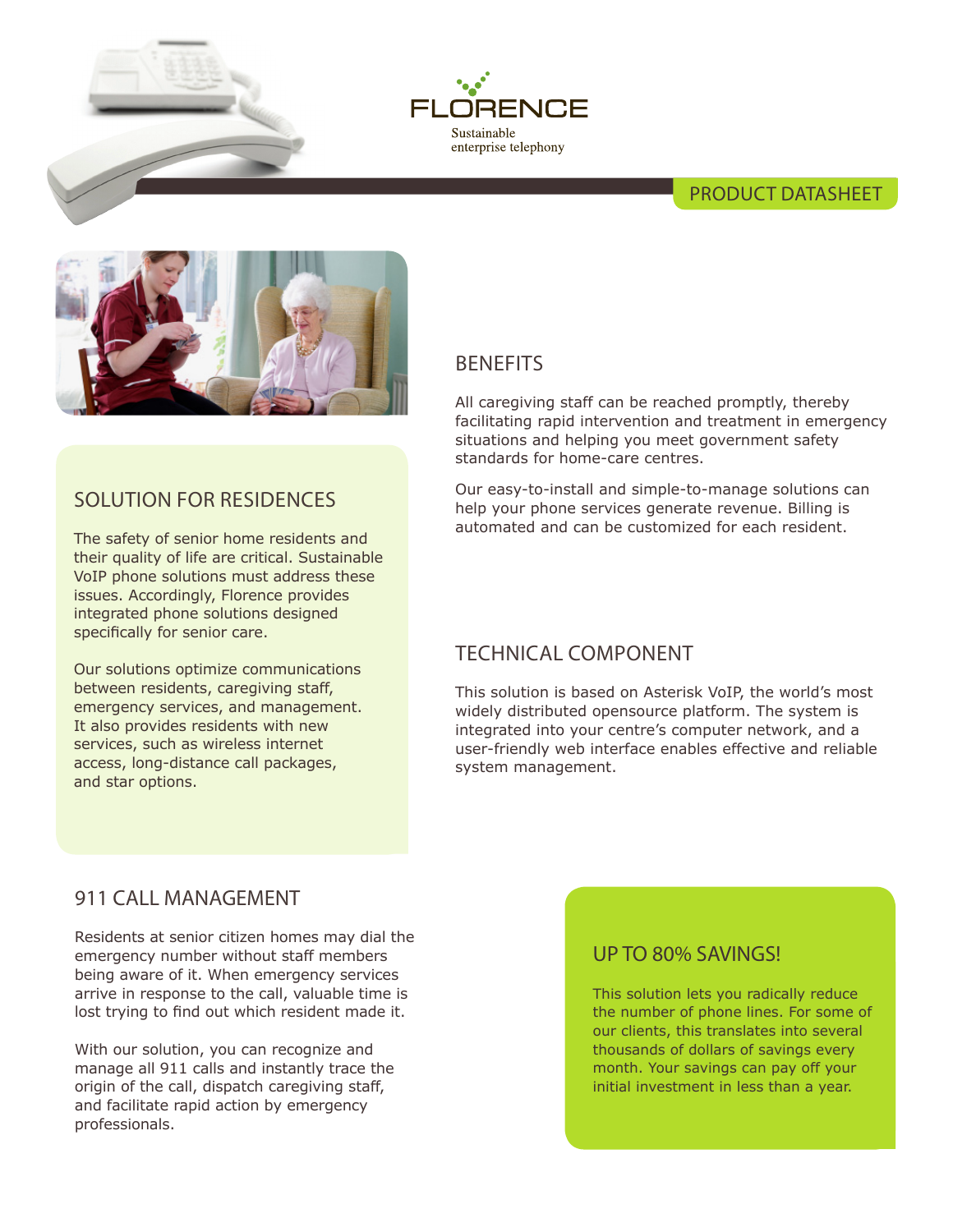FLORENCE

Sustainable enterprise telephony

PRODUCT DATASHEET

## SOLUTION FOR RESIDENCES

The safety of senior home residents and their quality of life are critical. Sustainable VoIP phone solutions must address these issues. Accordingly, Florence provides integrated phone solutions designed specifically for senior care.

Our solutions optimize communications between residents, caregiving staff, emergency services, and management. It also provides residents with new services, such as wireless internet access, long-distance call packages, and star options.

## BENEFITS

All caregiving staff can be reached promptly, thereby facilitating rapid intervention and treatment in emergency situations and helping you meet government safety standards for home-care centres.

Our easy-to-install and simple-to-manage solutions can help your phone services generate revenue. Billing is automated and can be customized for each resident.

## TECHNICAL COMPONENT

This solution is based on Asterisk VoIP, the world's most widely distributed opensource platform. The system is integrated into your centre's computer network, and a user-friendly web interface enables effective and reliable system management.

## 911 CALL MANAGEMENT

Residents at senior citizen homes may dial the emergency number without staff members being aware of it. When emergency services arrive in response to the call, valuable time is lost trying to find out which resident made it.

With our solution, you can recognize and manage all 911 calls and instantly trace the origin of the call, dispatch caregiving staff, and facilitate rapid action by emergency professionals.

## UP TO 80% SAVINGS!

This solution lets you radically reduce the number of phone lines. For some of our clients, this translates into several thousands of dollars of savings every month. Your savings can pay off your initial investment in less than a year.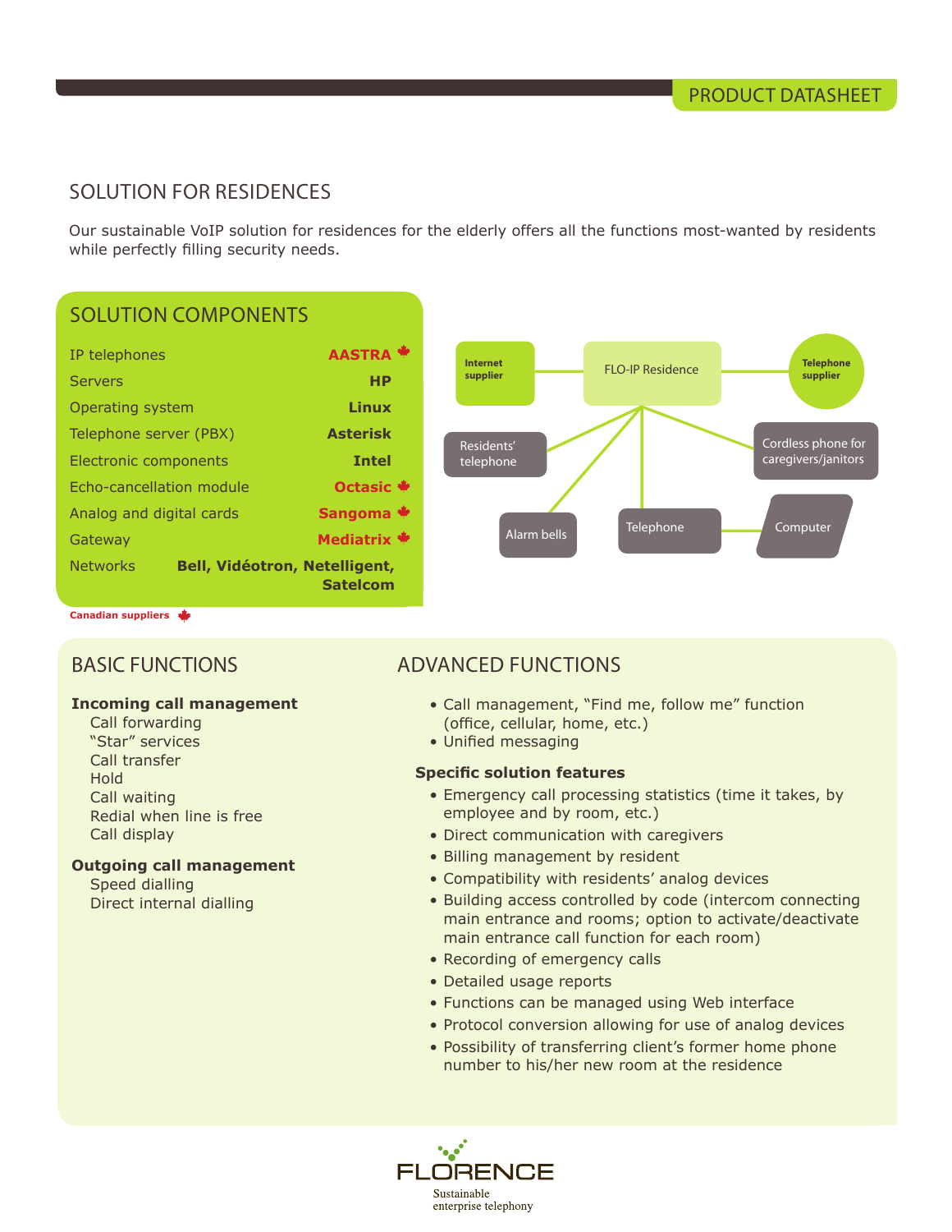PRODUCT DATASHEET

## SOLUTION FOR RESIDENCES

Our sustainable VoIP solution for residences for the elderly offers all the functions most-wanted by residents while perfectly filling security needs.

### SOLUTION COMPONENTS

| | |
|---|---|
| IP telephones | **AASTRA** 🍁 |
| Servers | **HP** |
| Operating system | **Linux** |
| Telephone server (PBX) | **Asterisk** |
| Electronic components | **Intel** |
| Echo-cancellation module | **Octasic** 🍁 |
| Analog and digital cards | **Sangoma** 🍁 |
| Gateway | **Mediatrix** 🍁 |
| Networks | **Bell, Vidéotron, Netelligent, Satelcom** |

**Canadian suppliers** 🍁

Internet supplier
FLO-IP Residence
Telephone supplier
Residents' telephone
Cordless phone for caregivers/janitors
Alarm bells
Telephone
Computer

### BASIC FUNCTIONS

**Incoming call management**

- Call forwarding
- "Star" services
- Call transfer
- Hold
- Call waiting
- Redial when line is free
- Call display

**Outgoing call management**

- Speed dialling
- Direct internal dialling

### ADVANCED FUNCTIONS

- Call management, "Find me, follow me" function (office, cellular, home, etc.)
- Unified messaging

**Specific solution features**

- Emergency call processing statistics (time it takes, by employee and by room, etc.)
- Direct communication with caregivers
- Billing management by resident
- Compatibility with residents' analog devices
- Building access controlled by code (intercom connecting main entrance and rooms; option to activate/deactivate main entrance call function for each room)
- Recording of emergency calls
- Detailed usage reports
- Functions can be managed using Web interface
- Protocol conversion allowing for use of analog devices
- Possibility of transferring client's former home phone number to his/her new room at the residence

FLORENCE

Sustainable enterprise telephony